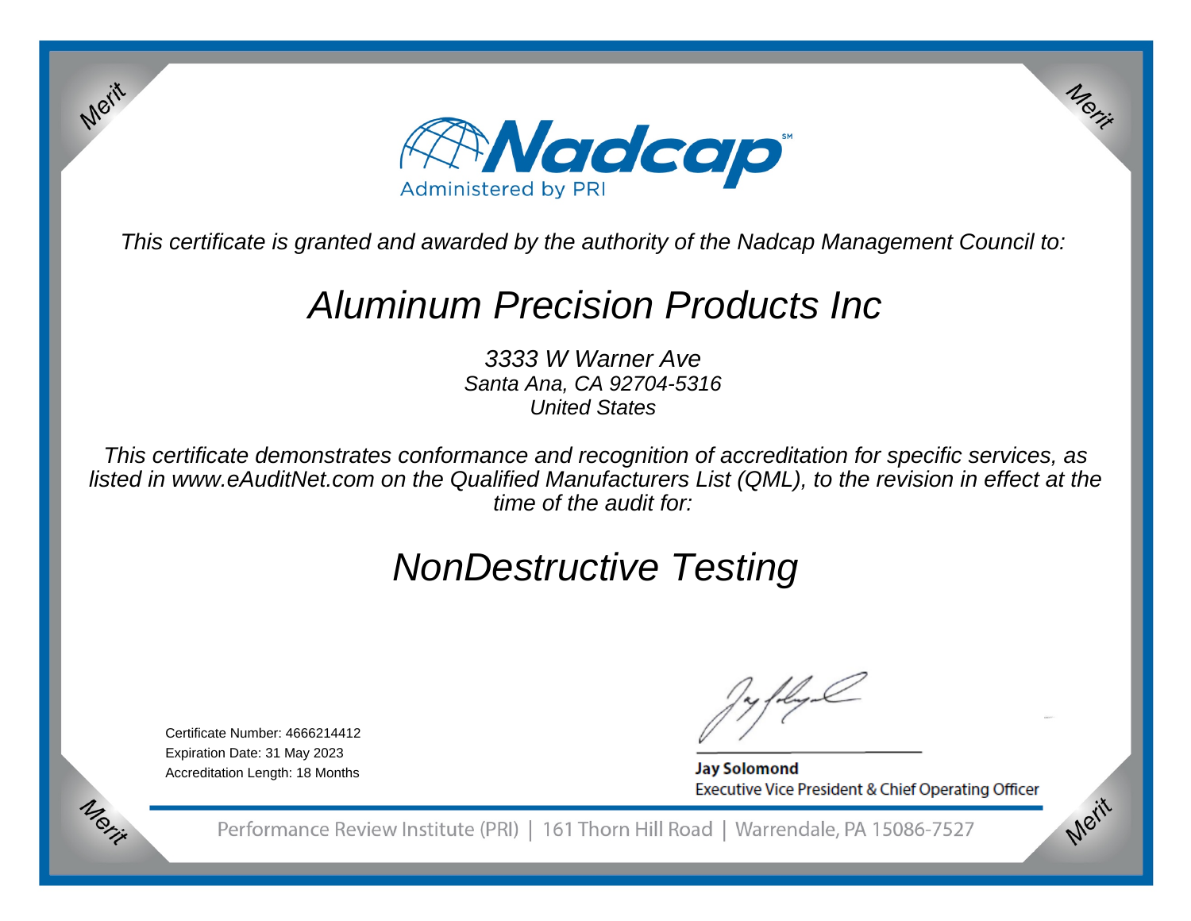Nadcap

Administered by PRI

*This certificate is granted and awarded by the authority of the Nadcap Management Council to:*

# *Aluminum Precision Products Inc*

*3333 W Warner Ave*
*Santa Ana, CA 92704-5316*
*United States*

*This certificate demonstrates conformance and recognition of accreditation for specific services, as listed in www.eAuditNet.com on the Qualified Manufacturers List (QML), to the revision in effect at the time of the audit for:*

# *NonDestructive Testing*

Certificate Number: 4666214412
Expiration Date: 31 May 2023
Accreditation Length: 18 Months

**Jay Solomond**
Executive Vice President & Chief Operating Officer

Performance Review Institute (PRI) | 161 Thorn Hill Road | Warrendale, PA 15086-7527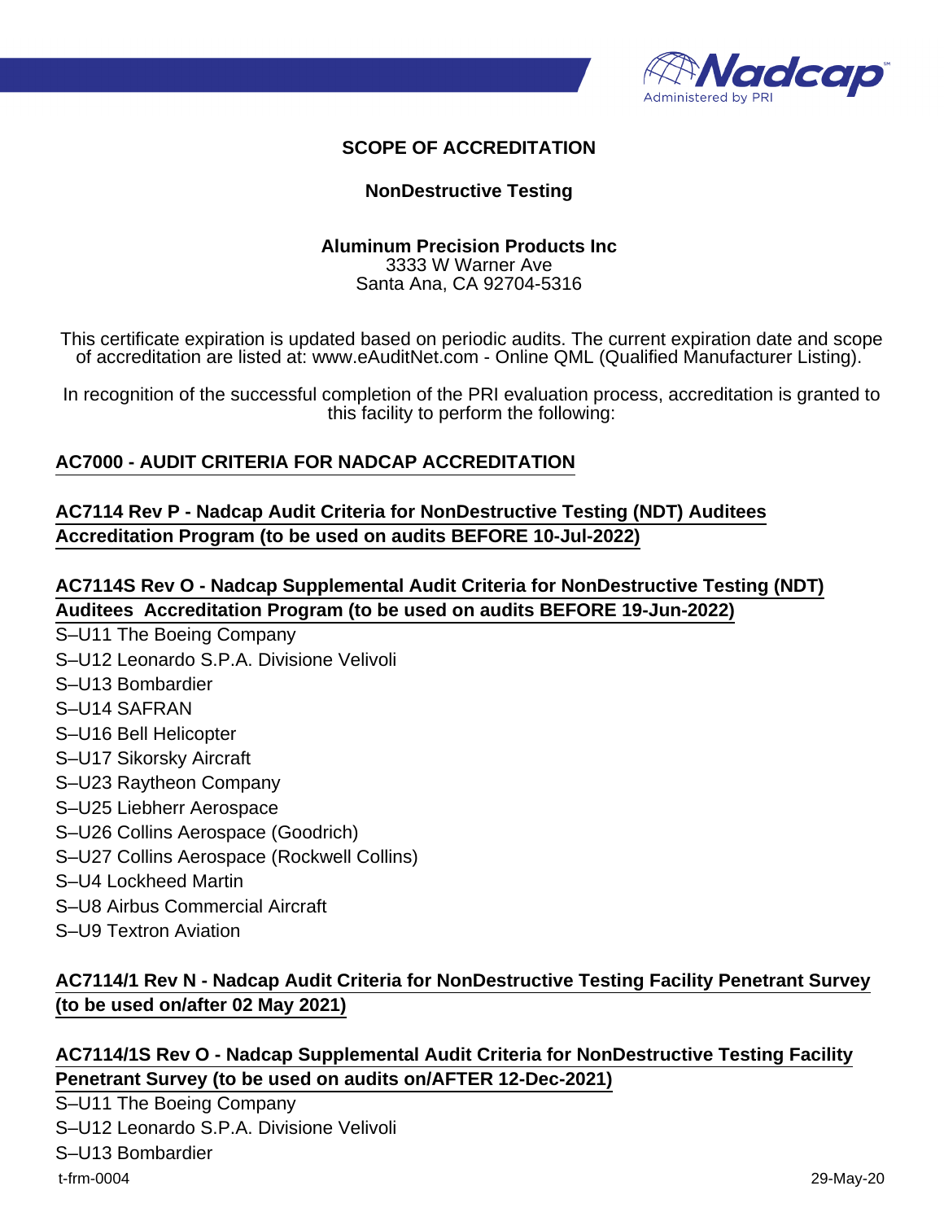## SCOPE OF ACCREDITATION

### NonDestructive Testing

**Aluminum Precision Products Inc**
3333 W Warner Ave
Santa Ana, CA 92704-5316

This certificate expiration is updated based on periodic audits. The current expiration date and scope of accreditation are listed at: www.eAuditNet.com - Online QML (Qualified Manufacturer Listing).

In recognition of the successful completion of the PRI evaluation process, accreditation is granted to this facility to perform the following:

**AC7000 - AUDIT CRITERIA FOR NADCAP ACCREDITATION**

**AC7114 Rev P - Nadcap Audit Criteria for NonDestructive Testing (NDT) Auditees Accreditation Program (to be used on audits BEFORE 10-Jul-2022)**

**AC7114S Rev O - Nadcap Supplemental Audit Criteria for NonDestructive Testing (NDT) Auditees Accreditation Program (to be used on audits BEFORE 19-Jun-2022)**

S–U11 The Boeing Company
S–U12 Leonardo S.P.A. Divisione Velivoli
S–U13 Bombardier
S–U14 SAFRAN
S–U16 Bell Helicopter
S–U17 Sikorsky Aircraft
S–U23 Raytheon Company
S–U25 Liebherr Aerospace
S–U26 Collins Aerospace (Goodrich)
S–U27 Collins Aerospace (Rockwell Collins)
S–U4 Lockheed Martin
S–U8 Airbus Commercial Aircraft
S–U9 Textron Aviation

**AC7114/1 Rev N - Nadcap Audit Criteria for NonDestructive Testing Facility Penetrant Survey (to be used on/after 02 May 2021)**

**AC7114/1S Rev O - Nadcap Supplemental Audit Criteria for NonDestructive Testing Facility Penetrant Survey (to be used on audits on/AFTER 12-Dec-2021)**

S–U11 The Boeing Company
S–U12 Leonardo S.P.A. Divisione Velivoli
S–U13 Bombardier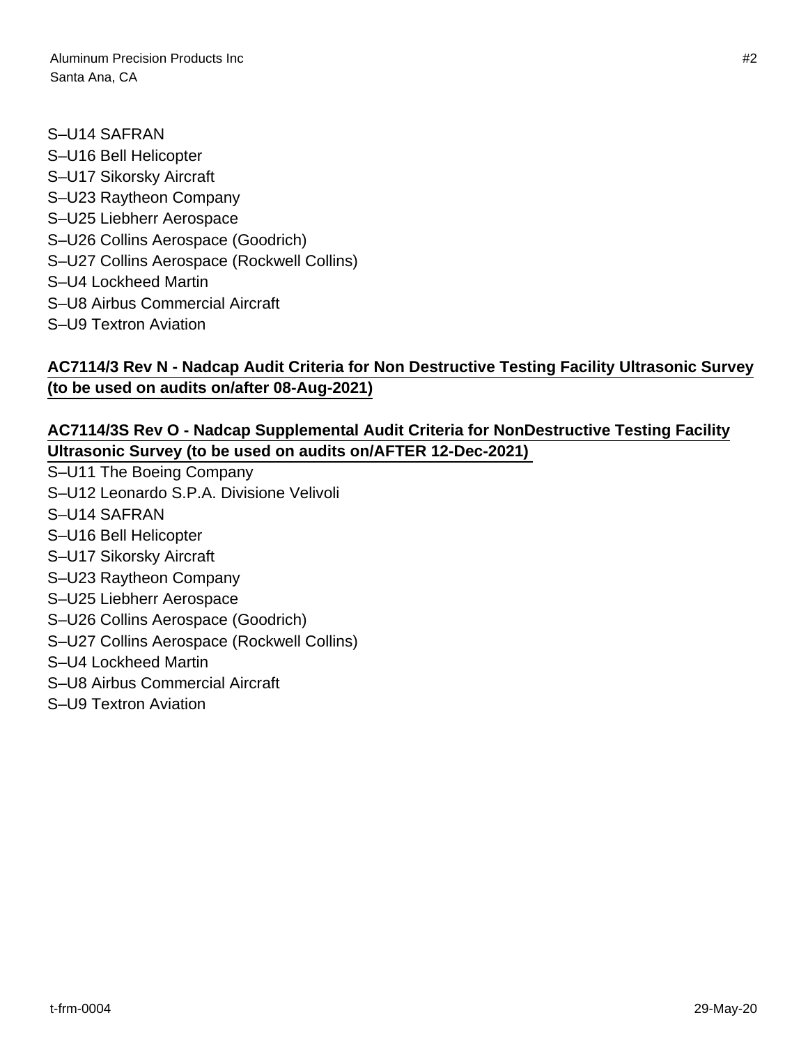S–U14 SAFRAN
S–U16 Bell Helicopter
S–U17 Sikorsky Aircraft
S–U23 Raytheon Company
S–U25 Liebherr Aerospace
S–U26 Collins Aerospace (Goodrich)
S–U27 Collins Aerospace (Rockwell Collins)
S–U4 Lockheed Martin
S–U8 Airbus Commercial Aircraft
S–U9 Textron Aviation

**AC7114/3 Rev N - Nadcap Audit Criteria for Non Destructive Testing Facility Ultrasonic Survey (to be used on audits on/after 08-Aug-2021)**

**AC7114/3S Rev O - Nadcap Supplemental Audit Criteria for NonDestructive Testing Facility Ultrasonic Survey (to be used on audits on/AFTER 12-Dec-2021)**

S–U11 The Boeing Company
S–U12 Leonardo S.P.A. Divisione Velivoli
S–U14 SAFRAN
S–U16 Bell Helicopter
S–U17 Sikorsky Aircraft
S–U23 Raytheon Company
S–U25 Liebherr Aerospace
S–U26 Collins Aerospace (Goodrich)
S–U27 Collins Aerospace (Rockwell Collins)
S–U4 Lockheed Martin
S–U8 Airbus Commercial Aircraft
S–U9 Textron Aviation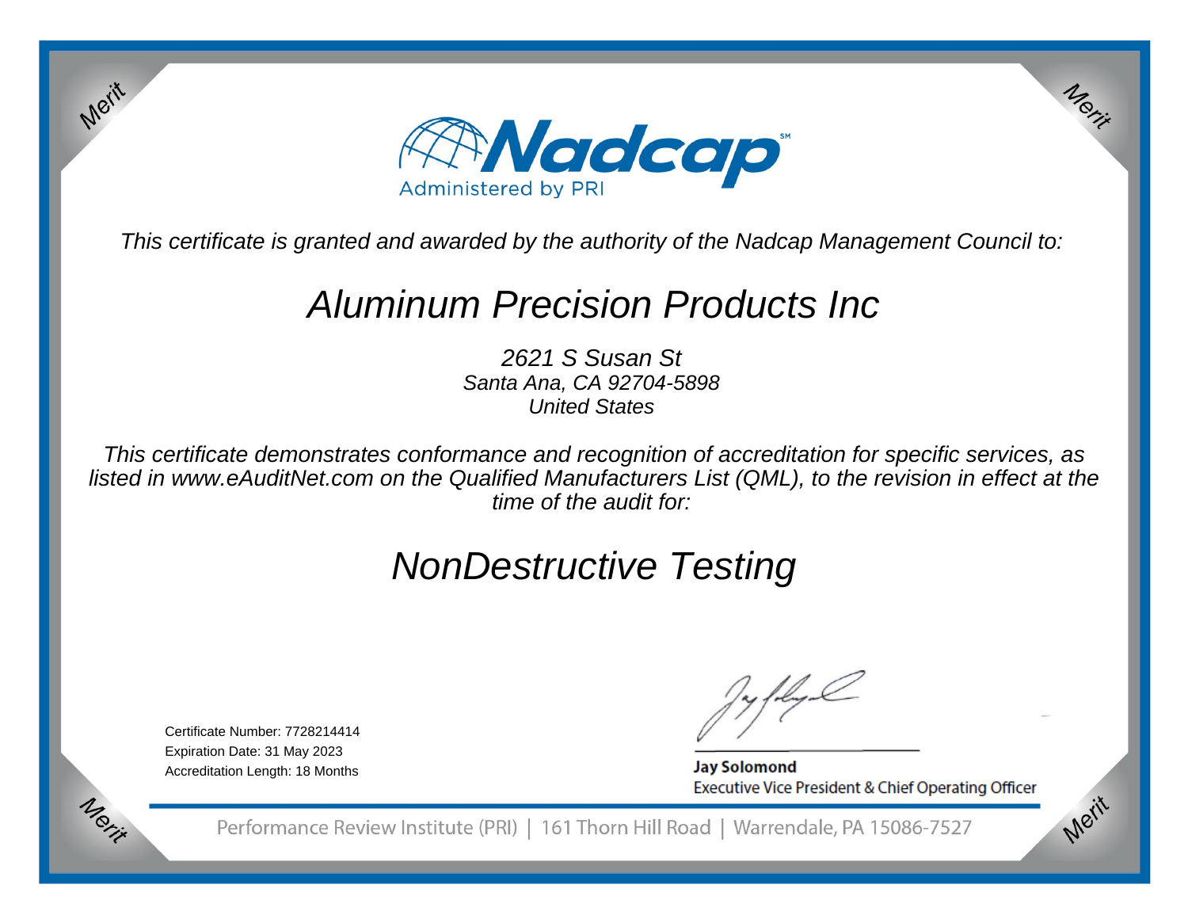Merit

Merit

# Nadcap

Administered by PRI

*This certificate is granted and awarded by the authority of the Nadcap Management Council to:*

# *Aluminum Precision Products Inc*

*2621 S Susan St*
*Santa Ana, CA 92704-5898*
*United States*

*This certificate demonstrates conformance and recognition of accreditation for specific services, as listed in www.eAuditNet.com on the Qualified Manufacturers List (QML), to the revision in effect at the time of the audit for:*

# *NonDestructive Testing*

Certificate Number: 7728214414
Expiration Date: 31 May 2023
Accreditation Length: 18 Months

**Jay Solomond**
Executive Vice President & Chief Operating Officer

Performance Review Institute (PRI) | 161 Thorn Hill Road | Warrendale, PA 15086-7527

Merit

Merit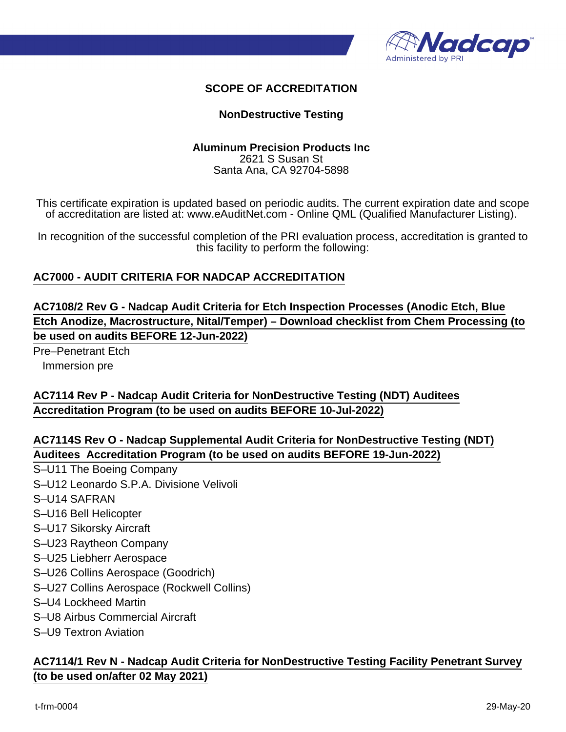## SCOPE OF ACCREDITATION

### NonDestructive Testing

**Aluminum Precision Products Inc**
2621 S Susan St
Santa Ana, CA 92704-5898

This certificate expiration is updated based on periodic audits. The current expiration date and scope of accreditation are listed at: www.eAuditNet.com - Online QML (Qualified Manufacturer Listing).

In recognition of the successful completion of the PRI evaluation process, accreditation is granted to this facility to perform the following:

**AC7000 - AUDIT CRITERIA FOR NADCAP ACCREDITATION**

**AC7108/2 Rev G - Nadcap Audit Criteria for Etch Inspection Processes (Anodic Etch, Blue Etch Anodize, Macrostructure, Nital/Temper) – Download checklist from Chem Processing (to be used on audits BEFORE 12-Jun-2022)**

Pre–Penetrant Etch
- Immersion pre

**AC7114 Rev P - Nadcap Audit Criteria for NonDestructive Testing (NDT) Auditees Accreditation Program (to be used on audits BEFORE 10-Jul-2022)**

**AC7114S Rev O - Nadcap Supplemental Audit Criteria for NonDestructive Testing (NDT) Auditees Accreditation Program (to be used on audits BEFORE 19-Jun-2022)**

S–U11 The Boeing Company
S–U12 Leonardo S.P.A. Divisione Velivoli
S–U14 SAFRAN
S–U16 Bell Helicopter
S–U17 Sikorsky Aircraft
S–U23 Raytheon Company
S–U25 Liebherr Aerospace
S–U26 Collins Aerospace (Goodrich)
S–U27 Collins Aerospace (Rockwell Collins)
S–U4 Lockheed Martin
S–U8 Airbus Commercial Aircraft
S–U9 Textron Aviation

**AC7114/1 Rev N - Nadcap Audit Criteria for NonDestructive Testing Facility Penetrant Survey (to be used on/after 02 May 2021)**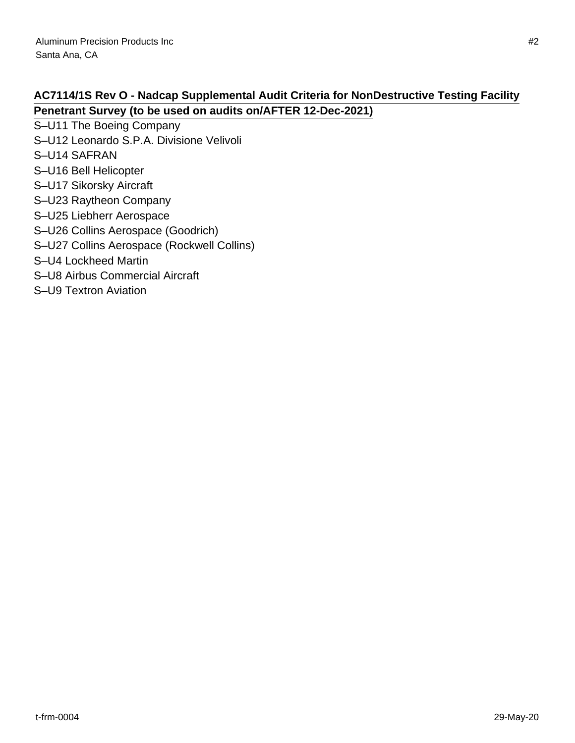**AC7114/1S Rev O - Nadcap Supplemental Audit Criteria for NonDestructive Testing Facility Penetrant Survey (to be used on audits on/AFTER 12-Dec-2021)**

S–U11 The Boeing Company
S–U12 Leonardo S.P.A. Divisione Velivoli
S–U14 SAFRAN
S–U16 Bell Helicopter
S–U17 Sikorsky Aircraft
S–U23 Raytheon Company
S–U25 Liebherr Aerospace
S–U26 Collins Aerospace (Goodrich)
S–U27 Collins Aerospace (Rockwell Collins)
S–U4 Lockheed Martin
S–U8 Airbus Commercial Aircraft
S–U9 Textron Aviation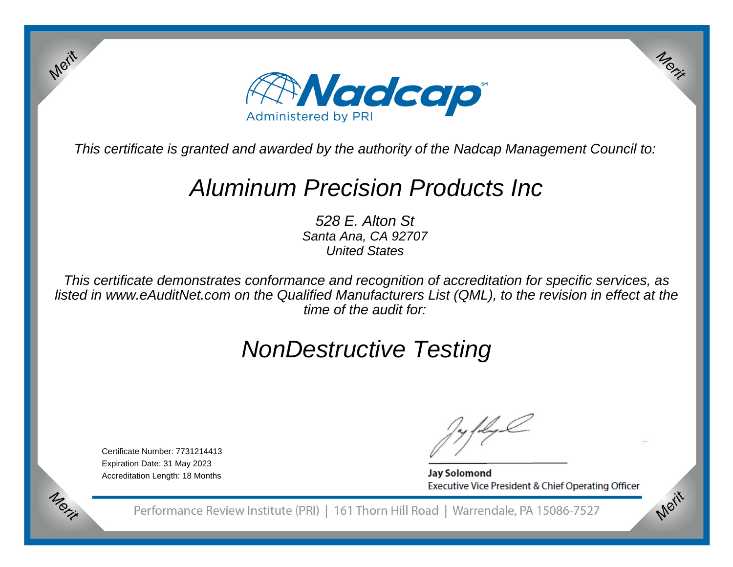Merit

Merit

# Nadcap[SM]

Administered by PRI

*This certificate is granted and awarded by the authority of the Nadcap Management Council to:*

## *Aluminum Precision Products Inc*

*528 E. Alton St*
*Santa Ana, CA 92707*
*United States*

*This certificate demonstrates conformance and recognition of accreditation for specific services, as listed in www.eAuditNet.com on the Qualified Manufacturers List (QML), to the revision in effect at the time of the audit for:*

## *NonDestructive Testing*

Certificate Number: 7731214413
Expiration Date: 31 May 2023
Accreditation Length: 18 Months

**Jay Solomond**
Executive Vice President & Chief Operating Officer

Merit

Merit

Performance Review Institute (PRI) | 161 Thorn Hill Road | Warrendale, PA 15086-7527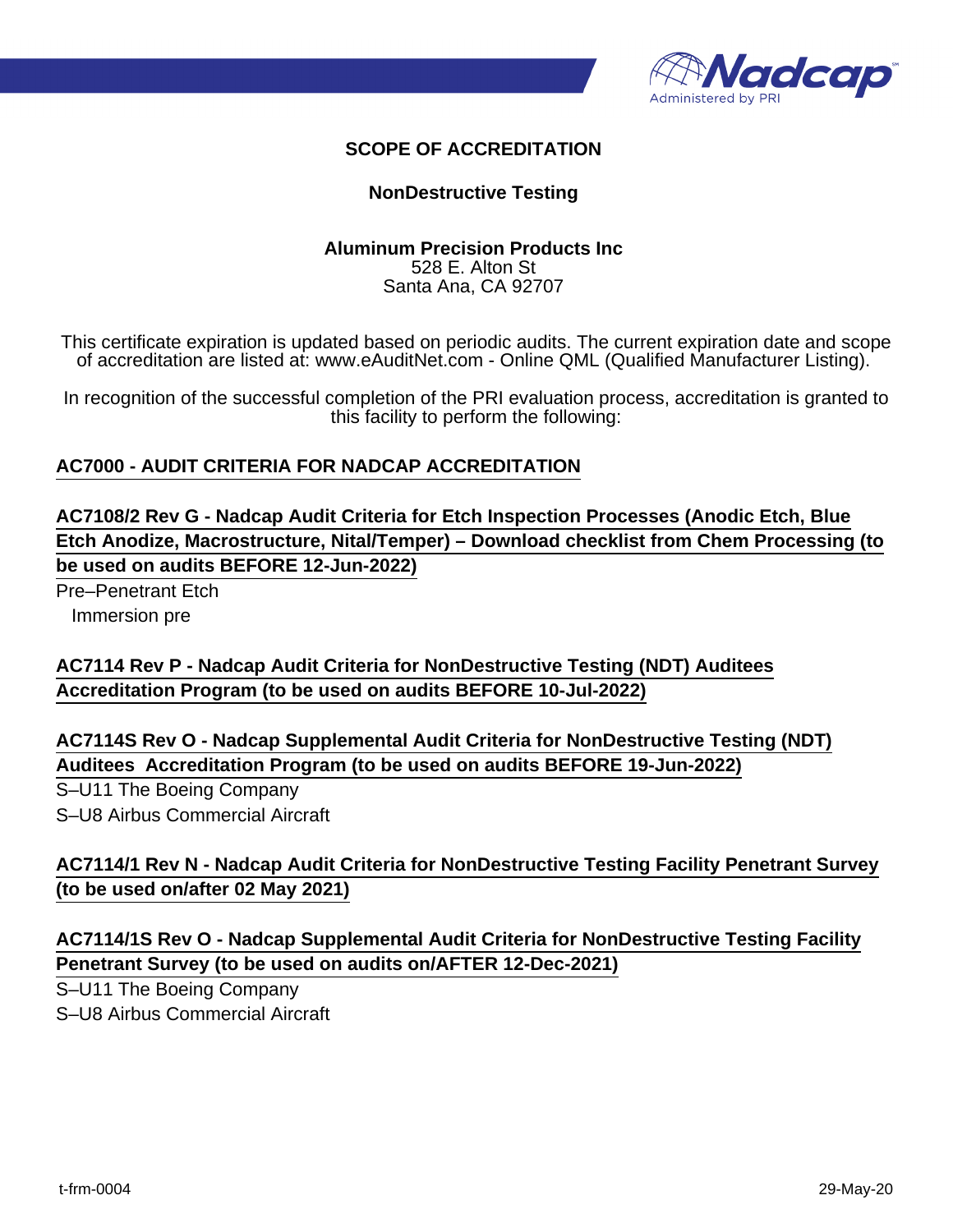## SCOPE OF ACCREDITATION

### NonDestructive Testing

**Aluminum Precision Products Inc**
528 E. Alton St
Santa Ana, CA 92707

This certificate expiration is updated based on periodic audits. The current expiration date and scope of accreditation are listed at: www.eAuditNet.com - Online QML (Qualified Manufacturer Listing).

In recognition of the successful completion of the PRI evaluation process, accreditation is granted to this facility to perform the following:

**AC7000 - AUDIT CRITERIA FOR NADCAP ACCREDITATION**

**AC7108/2 Rev G - Nadcap Audit Criteria for Etch Inspection Processes (Anodic Etch, Blue Etch Anodize, Macrostructure, Nital/Temper) – Download checklist from Chem Processing (to be used on audits BEFORE 12-Jun-2022)**

Pre–Penetrant Etch
  Immersion pre

**AC7114 Rev P - Nadcap Audit Criteria for NonDestructive Testing (NDT) Auditees Accreditation Program (to be used on audits BEFORE 10-Jul-2022)**

**AC7114S Rev O - Nadcap Supplemental Audit Criteria for NonDestructive Testing (NDT) Auditees Accreditation Program (to be used on audits BEFORE 19-Jun-2022)**

S–U11 The Boeing Company
S–U8 Airbus Commercial Aircraft

**AC7114/1 Rev N - Nadcap Audit Criteria for NonDestructive Testing Facility Penetrant Survey (to be used on/after 02 May 2021)**

**AC7114/1S Rev O - Nadcap Supplemental Audit Criteria for NonDestructive Testing Facility Penetrant Survey (to be used on audits on/AFTER 12-Dec-2021)**

S–U11 The Boeing Company
S–U8 Airbus Commercial Aircraft

t-frm-0004 29-May-20